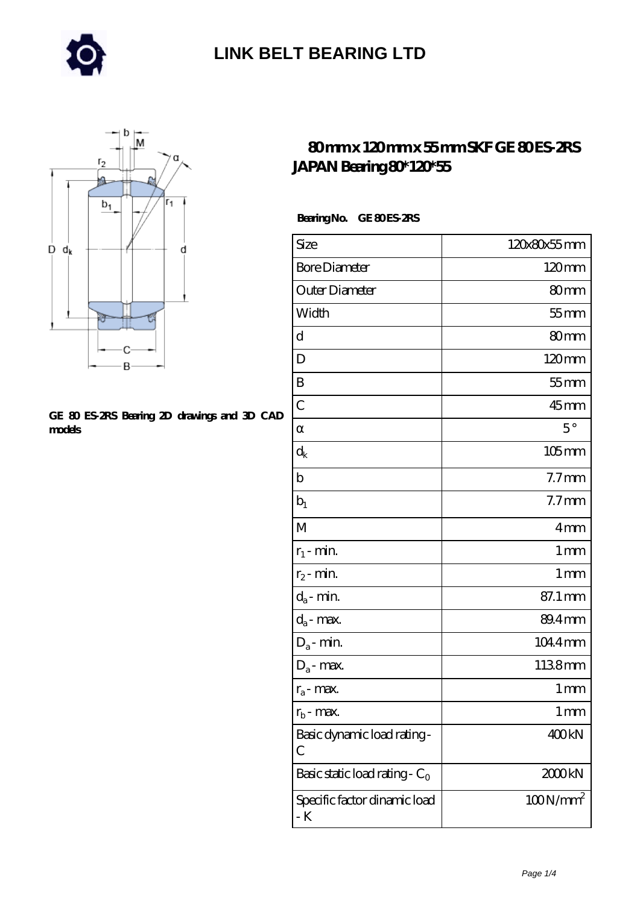# LINK BELT BEARING LTD

## 80 mm x 120 mm x 55 mm SKF GE 80 ES-2RS JAPAN Bearing 80*120*55

**GE 80 ES-2RS Bearing 2D drawings and 3D CAD models**

**Bearing No. GE 80 ES-2RS**

| Size | 120x80x55 mm |
|---|---|
| Bore Diameter | 120 mm |
| Outer Diameter | 80 mm |
| Width | 55 mm |
| d | 80 mm |
| D | 120 mm |
| B | 55 mm |
| C | 45 mm |
| α | 5 ° |
| $d_k$ | 105 mm |
| b | 7.7 mm |
| $b_1$ | 7.7 mm |
| M | 4 mm |
| $r_1$ - min. | 1 mm |
| $r_2$ - min. | 1 mm |
| $d_a$ - min. | 87.1 mm |
| $d_a$ - max. | 89.4 mm |
| $D_a$ - min. | 104.4 mm |
| $D_a$ - max. | 113.8 mm |
| $r_a$ - max. | 1 mm |
| $r_b$ - max. | 1 mm |
| Basic dynamic load rating - C | 400 kN |
| Basic static load rating - $C_0$ | 2000 kN |
| Specific factor dinamic load - K | 100 N/mm$^2$ |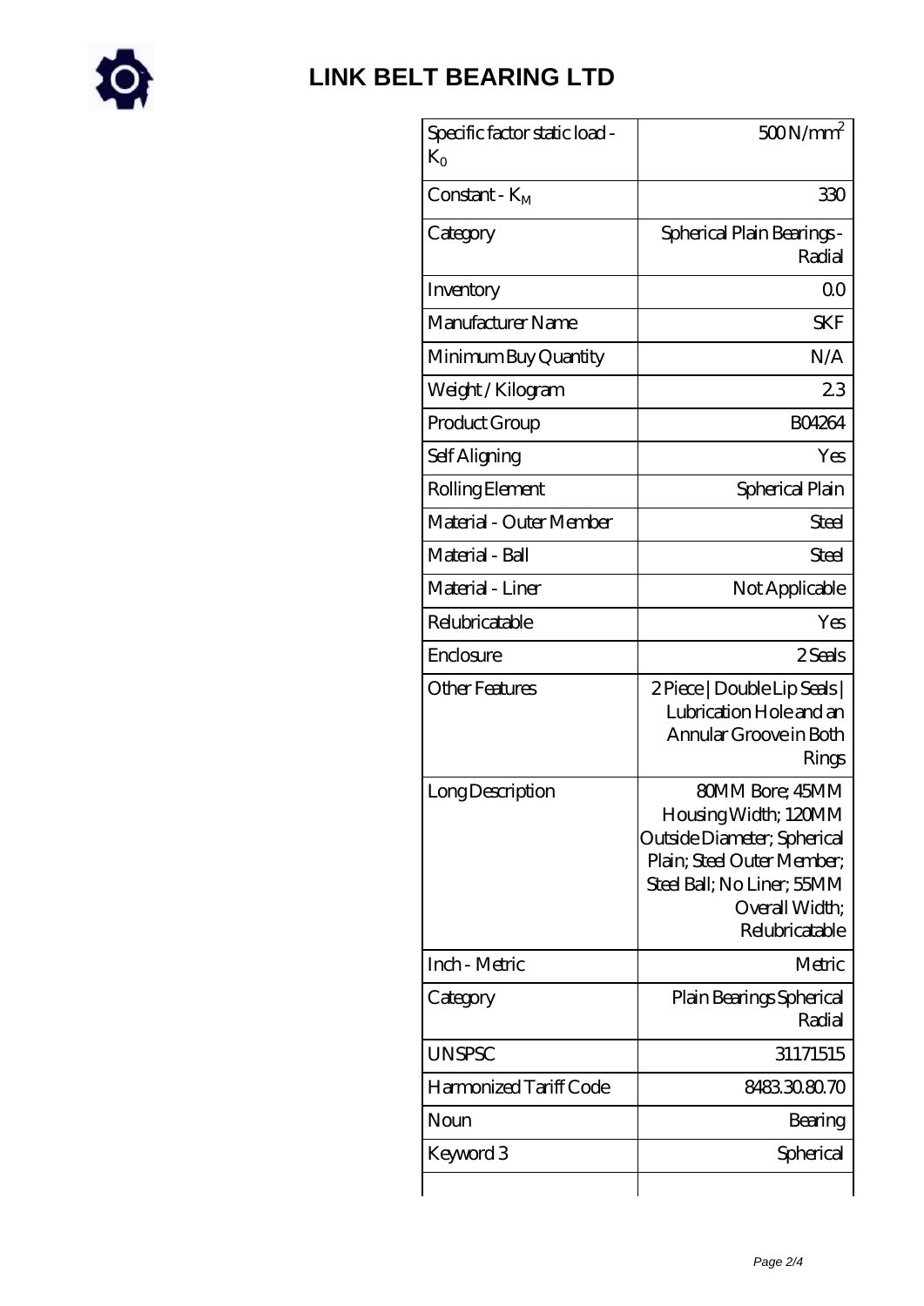# LINK BELT BEARING LTD

| | |
|---|---|
| Specific factor static load - $K_0$ | 500 N/mm$^2$ |
| Constant - $K_M$ | 330 |
| Category | Spherical Plain Bearings - Radial |
| Inventory | 0.0 |
| Manufacturer Name | SKF |
| Minimum Buy Quantity | N/A |
| Weight / Kilogram | 2.3 |
| Product Group | B04264 |
| Self Aligning | Yes |
| Rolling Element | Spherical Plain |
| Material - Outer Member | Steel |
| Material - Ball | Steel |
| Material - Liner | Not Applicable |
| Relubricatable | Yes |
| Enclosure | 2 Seals |
| Other Features | 2 Piece \| Double Lip Seals \| Lubrication Hole and an Annular Groove in Both Rings |
| Long Description | 80MM Bore; 45MM Housing Width; 120MM Outside Diameter; Spherical Plain; Steel Outer Member; Steel Ball; No Liner; 55MM Overall Width; Relubricatable |
| Inch - Metric | Metric |
| Category | Plain Bearings Spherical Radial |
| UNSPSC | 31171515 |
| Harmonized Tariff Code | 8483.30.80.70 |
| Noun | Bearing |
| Keyword 3 | Spherical |
| | |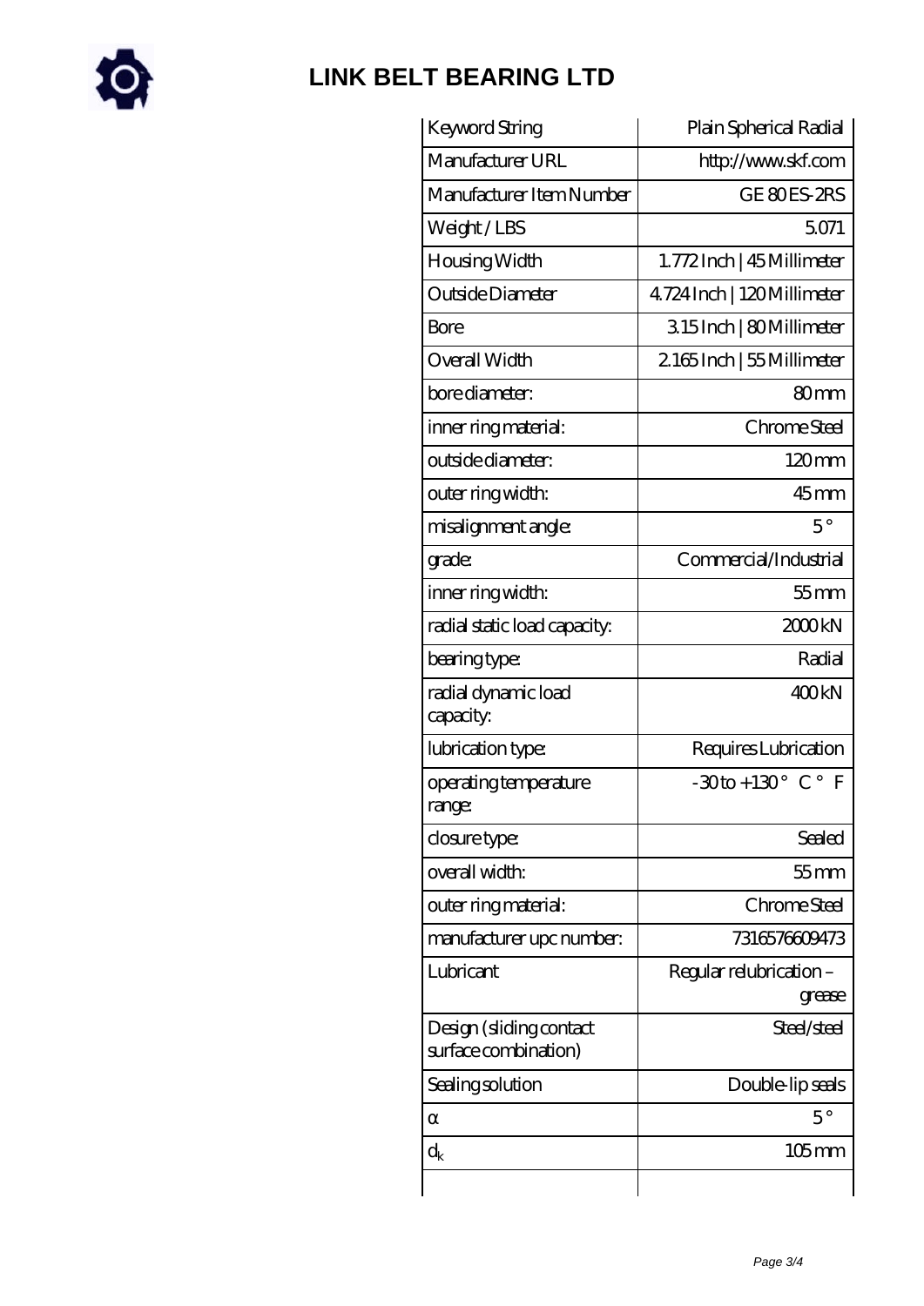# LINK BELT BEARING LTD

| Keyword String | Plain Spherical Radial |
| --- | --- |
| Manufacturer URL | http://www.skf.com |
| Manufacturer Item Number | GE 80 ES-2RS |
| Weight / LBS | 5.071 |
| Housing Width | 1.772 Inch \| 45 Millimeter |
| Outside Diameter | 4.724 Inch \| 120 Millimeter |
| Bore | 3.15 Inch \| 80 Millimeter |
| Overall Width | 2.165 Inch \| 55 Millimeter |
| bore diameter: | 80 mm |
| inner ring material: | Chrome Steel |
| outside diameter: | 120 mm |
| outer ring width: | 45 mm |
| misalignment angle: | 5° |
| grade: | Commercial/Industrial |
| inner ring width: | 55 mm |
| radial static load capacity: | 2000 kN |
| bearing type: | Radial |
| radial dynamic load capacity: | 400 kN |
| lubrication type: | Requires Lubrication |
| operating temperature range: | -30 to +130° C° F |
| closure type: | Sealed |
| overall width: | 55 mm |
| outer ring material: | Chrome Steel |
| manufacturer upc number: | 7316576609473 |
| Lubricant | Regular relubrication – grease |
| Design (sliding contact surface combination) | Steel/steel |
| Sealing solution | Double-lip seals |
| $\alpha$ | 5° |
| $d_k$ | 105 mm |
| | |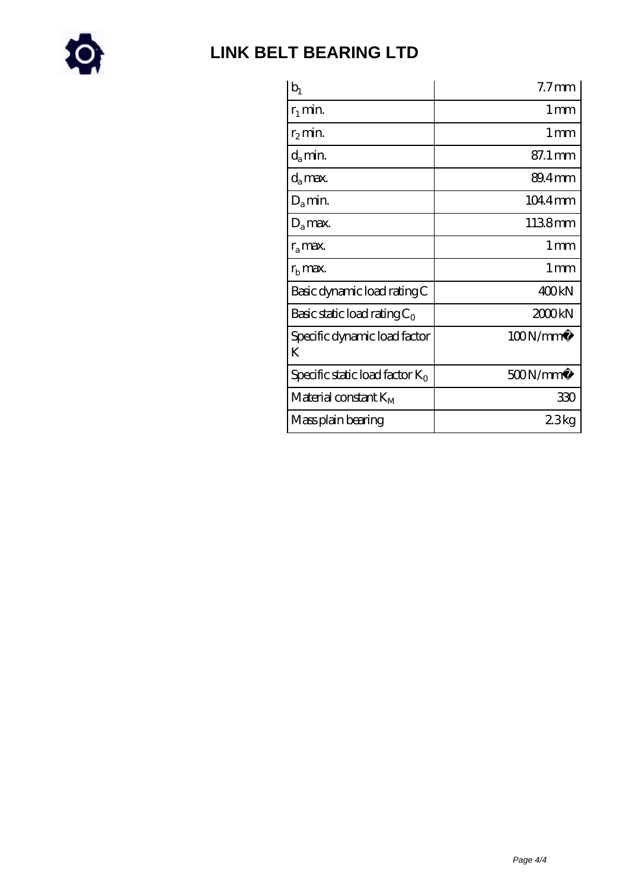| | |
|---|---|
| $b_1$ | 7.7 mm |
| $r_1$ min. | 1 mm |
| $r_2$ min. | 1 mm |
| $d_a$ min. | 87.1 mm |
| $d_a$ max. | 89.4 mm |
| $D_a$ min. | 104.4 mm |
| $D_a$ max. | 113.8 mm |
| $r_a$ max. | 1 mm |
| $r_b$ max. | 1 mm |
| Basic dynamic load rating C | 400 kN |
| Basic static load rating $C_0$ | 2000 kN |
| Specific dynamic load factor K | 100 N/mm� |
| Specific static load factor $K_0$ | 500 N/mm� |
| Material constant $K_M$ | 330 |
| Mass plain bearing | 2.3 kg |